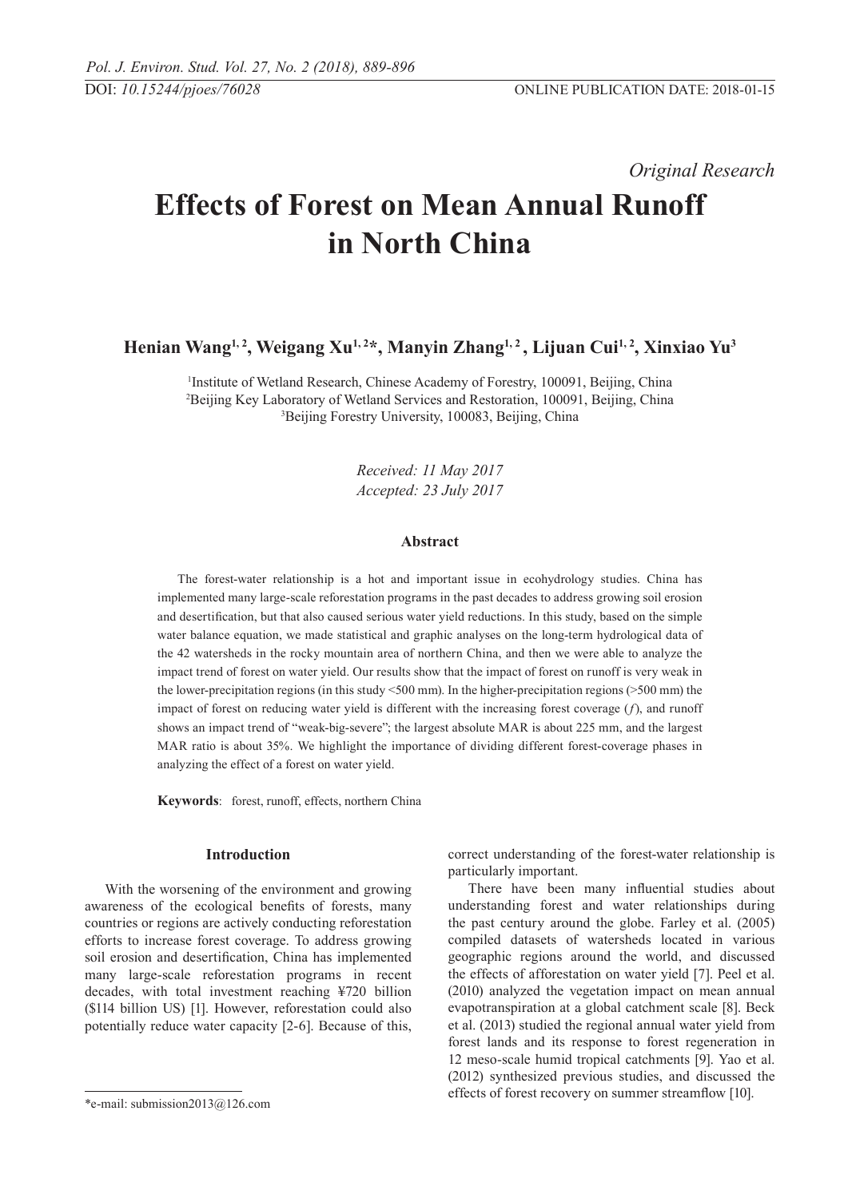*Original Research*

# Effects of Forest on Mean Annual Runoff in North China

**Henian Wang[1, 2], Weigang Xu[1, 2]*, Manyin Zhang[1, 2], Lijuan Cui[1, 2], Xinxiao Yu[3]**

[1]Institute of Wetland Research, Chinese Academy of Forestry, 100091, Beijing, China
[2]Beijing Key Laboratory of Wetland Services and Restoration, 100091, Beijing, China
[3]Beijing Forestry University, 100083, Beijing, China

*Received: 11 May 2017*
*Accepted: 23 July 2017*

### Abstract

The forest-water relationship is a hot and important issue in ecohydrology studies. China has implemented many large-scale reforestation programs in the past decades to address growing soil erosion and desertification, but that also caused serious water yield reductions. In this study, based on the simple water balance equation, we made statistical and graphic analyses on the long-term hydrological data of the 42 watersheds in the rocky mountain area of northern China, and then we were able to analyze the impact trend of forest on water yield. Our results show that the impact of forest on runoff is very weak in the lower-precipitation regions (in this study <500 mm). In the higher-precipitation regions (>500 mm) the impact of forest on reducing water yield is different with the increasing forest coverage ($f$), and runoff shows an impact trend of "weak-big-severe"; the largest absolute MAR is about 225 mm, and the largest MAR ratio is about 35%. We highlight the importance of dividing different forest-coverage phases in analyzing the effect of a forest on water yield.

**Keywords**: forest, runoff, effects, northern China

## Introduction

With the worsening of the environment and growing awareness of the ecological benefits of forests, many countries or regions are actively conducting reforestation efforts to increase forest coverage. To address growing soil erosion and desertification, China has implemented many large-scale reforestation programs in recent decades, with total investment reaching ¥720 billion ($114 billion US) [1]. However, reforestation could also potentially reduce water capacity [2-6]. Because of this, correct understanding of the forest-water relationship is particularly important.

There have been many influential studies about understanding forest and water relationships during the past century around the globe. Farley et al. (2005) compiled datasets of watersheds located in various geographic regions around the world, and discussed the effects of afforestation on water yield [7]. Peel et al. (2010) analyzed the vegetation impact on mean annual evapotranspiration at a global catchment scale [8]. Beck et al. (2013) studied the regional annual water yield from forest lands and its response to forest regeneration in 12 meso-scale humid tropical catchments [9]. Yao et al. (2012) synthesized previous studies, and discussed the effects of forest recovery on summer streamflow [10].

*e-mail: submission2013@126.com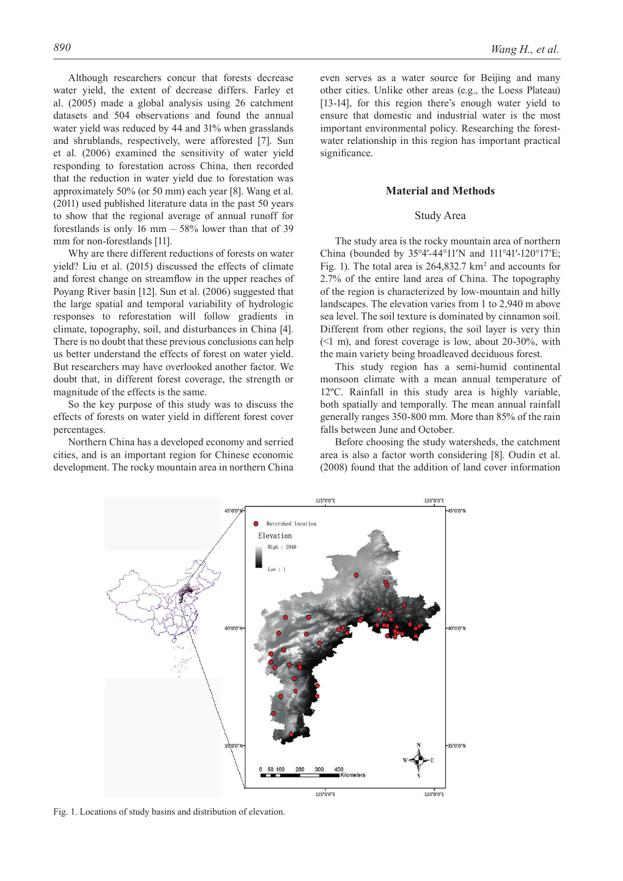Although researchers concur that forests decrease water yield, the extent of decrease differs. Farley et al. (2005) made a global analysis using 26 catchment datasets and 504 observations and found the annual water yield was reduced by 44 and 31% when grasslands and shrublands, respectively, were afforested [7]. Sun et al. (2006) examined the sensitivity of water yield responding to forestation across China, then recorded that the reduction in water yield due to forestation was approximately 50% (or 50 mm) each year [8]. Wang et al. (2011) used published literature data in the past 50 years to show that the regional average of annual runoff for forestlands is only 16 mm – 58% lower than that of 39 mm for non-forestlands [11].

Why are there different reductions of forests on water yield? Liu et al. (2015) discussed the effects of climate and forest change on streamflow in the upper reaches of Poyang River basin [12]. Sun et al. (2006) suggested that the large spatial and temporal variability of hydrologic responses to reforestation will follow gradients in climate, topography, soil, and disturbances in China [4]. There is no doubt that these previous conclusions can help us better understand the effects of forest on water yield. But researchers may have overlooked another factor. We doubt that, in different forest coverage, the strength or magnitude of the effects is the same.

So the key purpose of this study was to discuss the effects of forests on water yield in different forest cover percentages.

Northern China has a developed economy and serried cities, and is an important region for Chinese economic development. The rocky mountain area in northern China even serves as a water source for Beijing and many other cities. Unlike other areas (e.g., the Loess Plateau) [13-14], for this region there's enough water yield to ensure that domestic and industrial water is the most important environmental policy. Researching the forest-water relationship in this region has important practical significance.

## Material and Methods

### Study Area

The study area is the rocky mountain area of northern China (bounded by 35°4′-44°11′N and 111°41′-120°17′E; Fig. 1). The total area is 264,832.7 km$^2$ and accounts for 2.7% of the entire land area of China. The topography of the region is characterized by low-mountain and hilly landscapes. The elevation varies from 1 to 2,940 m above sea level. The soil texture is dominated by cinnamon soil. Different from other regions, the soil layer is very thin (<1 m), and forest coverage is low, about 20-30%, with the main variety being broadleaved deciduous forest.

This study region has a semi-humid continental monsoon climate with a mean annual temperature of 12ºC. Rainfall in this study area is highly variable, both spatially and temporally. The mean annual rainfall generally ranges 350-800 mm. More than 85% of the rain falls between June and October.

Before choosing the study watersheds, the catchment area is also a factor worth considering [8]. Oudin et al. (2008) found that the addition of land cover information

Fig. 1. Locations of study basins and distribution of elevation.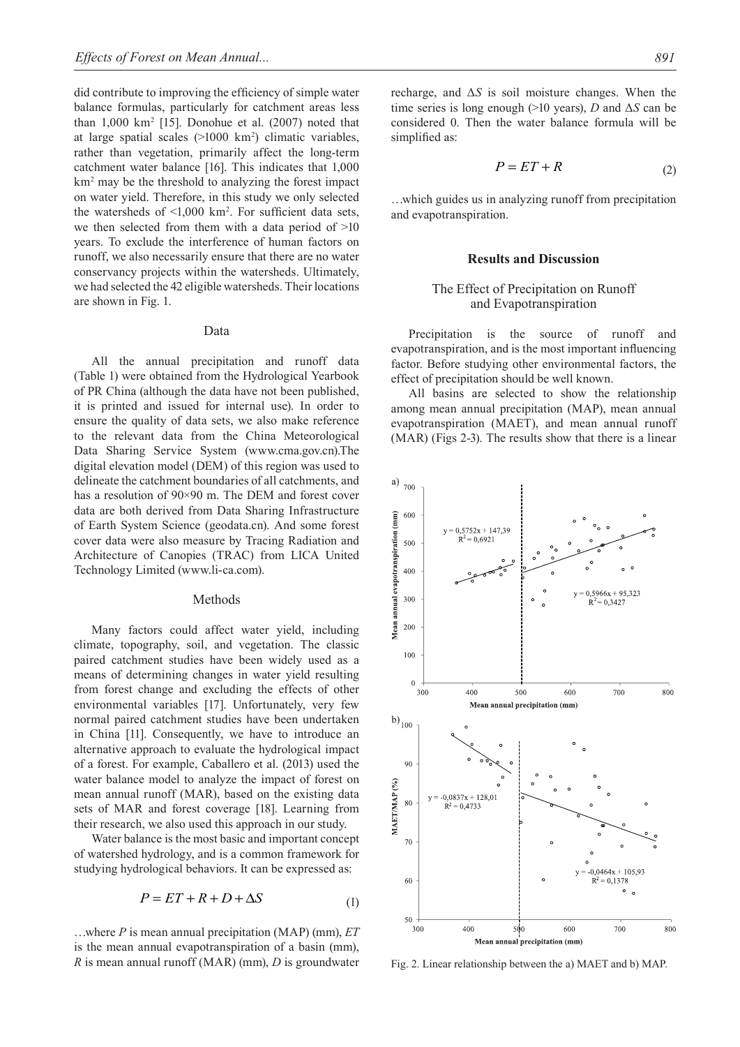did contribute to improving the efficiency of simple water balance formulas, particularly for catchment areas less than 1,000 km$^2$ [15]. Donohue et al. (2007) noted that at large spatial scales (>1000 km$^2$) climatic variables, rather than vegetation, primarily affect the long-term catchment water balance [16]. This indicates that 1,000 km$^2$ may be the threshold to analyzing the forest impact on water yield. Therefore, in this study we only selected the watersheds of <1,000 km$^2$. For sufficient data sets, we then selected from them with a data period of >10 years. To exclude the interference of human factors on runoff, we also necessarily ensure that there are no water conservancy projects within the watersheds. Ultimately, we had selected the 42 eligible watersheds. Their locations are shown in Fig. 1.

## Data

All the annual precipitation and runoff data (Table 1) were obtained from the Hydrological Yearbook of PR China (although the data have not been published, it is printed and issued for internal use). In order to ensure the quality of data sets, we also make reference to the relevant data from the China Meteorological Data Sharing Service System (www.cma.gov.cn).The digital elevation model (DEM) of this region was used to delineate the catchment boundaries of all catchments, and has a resolution of 90×90 m. The DEM and forest cover data are both derived from Data Sharing Infrastructure of Earth System Science (geodata.cn). And some forest cover data were also measure by Tracing Radiation and Architecture of Canopies (TRAC) from LICA United Technology Limited (www.li-ca.com).

## Methods

Many factors could affect water yield, including climate, topography, soil, and vegetation. The classic paired catchment studies have been widely used as a means of determining changes in water yield resulting from forest change and excluding the effects of other environmental variables [17]. Unfortunately, very few normal paired catchment studies have been undertaken in China [11]. Consequently, we have to introduce an alternative approach to evaluate the hydrological impact of a forest. For example, Caballero et al. (2013) used the water balance model to analyze the impact of forest on mean annual runoff (MAR), based on the existing data sets of MAR and forest coverage [18]. Learning from their research, we also used this approach in our study.

Water balance is the most basic and important concept of watershed hydrology, and is a common framework for studying hydrological behaviors. It can be expressed as:

$$P = ET + R + D + \Delta S \tag{1}$$

…where $P$ is mean annual precipitation (MAP) (mm), $ET$ is the mean annual evapotranspiration of a basin (mm), $R$ is mean annual runoff (MAR) (mm), $D$ is groundwater recharge, and $\Delta S$ is soil moisture changes. When the time series is long enough (>10 years), $D$ and $\Delta S$ can be considered 0. Then the water balance formula will be simplified as:

$$P = ET + R \tag{2}$$

…which guides us in analyzing runoff from precipitation and evapotranspiration.

## Results and Discussion

### The Effect of Precipitation on Runoff and Evapotranspiration

Precipitation is the source of runoff and evapotranspiration, and is the most important influencing factor. Before studying other environmental factors, the effect of precipitation should be well known.

All basins are selected to show the relationship among mean annual precipitation (MAP), mean annual evapotranspiration (MAET), and mean annual runoff (MAR) (Figs 2-3). The results show that there is a linear

Fig. 2. Linear relationship between the a) MAET and b) MAP.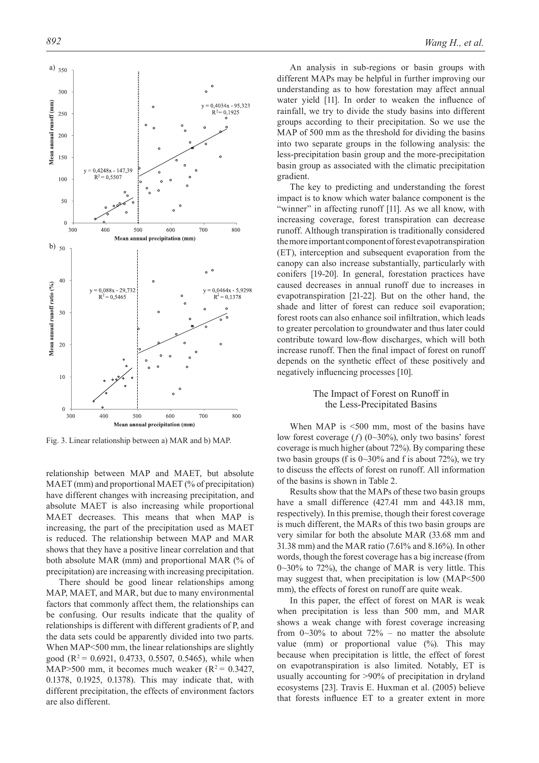Fig. 3. Linear relationship between a) MAR and b) MAP.

relationship between MAP and MAET, but absolute MAET (mm) and proportional MAET (% of precipitation) have different changes with increasing precipitation, and absolute MAET is also increasing while proportional MAET decreases. This means that when MAP is increasing, the part of the precipitation used as MAET is reduced. The relationship between MAP and MAR shows that they have a positive linear correlation and that both absolute MAR (mm) and proportional MAR (% of precipitation) are increasing with increasing precipitation.

There should be good linear relationships among MAP, MAET, and MAR, but due to many environmental factors that commonly affect them, the relationships can be confusing. Our results indicate that the quality of relationships is different with different gradients of P, and the data sets could be apparently divided into two parts. When MAP<500 mm, the linear relationships are slightly good ($R^2$ = 0.6921, 0.4733, 0.5507, 0.5465), while when MAP>500 mm, it becomes much weaker ($R^2$ = 0.3427, 0.1378, 0.1925, 0.1378). This may indicate that, with different precipitation, the effects of environment factors are also different.

An analysis in sub-regions or basin groups with different MAPs may be helpful in further improving our understanding as to how forestation may affect annual water yield [11]. In order to weaken the influence of rainfall, we try to divide the study basins into different groups according to their precipitation. So we use the MAP of 500 mm as the threshold for dividing the basins into two separate groups in the following analysis: the less-precipitation basin group and the more-precipitation basin group as associated with the climatic precipitation gradient.

The key to predicting and understanding the forest impact is to know which water balance component is the "winner" in affecting runoff [11]. As we all know, with increasing coverage, forest transpiration can decrease runoff. Although transpiration is traditionally considered the more important component of forest evapotranspiration (ET), interception and subsequent evaporation from the canopy can also increase substantially, particularly with conifers [19-20]. In general, forestation practices have caused decreases in annual runoff due to increases in evapotranspiration [21-22]. But on the other hand, the shade and litter of forest can reduce soil evaporation; forest roots can also enhance soil infiltration, which leads to greater percolation to groundwater and thus later could contribute toward low-flow discharges, which will both increase runoff. Then the final impact of forest on runoff depends on the synthetic effect of these positively and negatively influencing processes [10].

## The Impact of Forest on Runoff in the Less-Precipitated Basins

When MAP is <500 mm, most of the basins have low forest coverage ($f$) (0~30%), only two basins' forest coverage is much higher (about 72%). By comparing these two basin groups (f is 0~30% and f is about 72%), we try to discuss the effects of forest on runoff. All information of the basins is shown in Table 2.

Results show that the MAPs of these two basin groups have a small difference (427.41 mm and 443.18 mm, respectively). In this premise, though their forest coverage is much different, the MARs of this two basin groups are very similar for both the absolute MAR (33.68 mm and 31.38 mm) and the MAR ratio (7.61% and 8.16%). In other words, though the forest coverage has a big increase (from 0~30% to 72%), the change of MAR is very little. This may suggest that, when precipitation is low (MAP<500 mm), the effects of forest on runoff are quite weak.

In this paper, the effect of forest on MAR is weak when precipitation is less than 500 mm, and MAR shows a weak change with forest coverage increasing from 0~30% to about 72% – no matter the absolute value (mm) or proportional value (%). This may because when precipitation is little, the effect of forest on evapotranspiration is also limited. Notably, ET is usually accounting for >90% of precipitation in dryland ecosystems [23]. Travis E. Huxman et al. (2005) believe that forests influence ET to a greater extent in more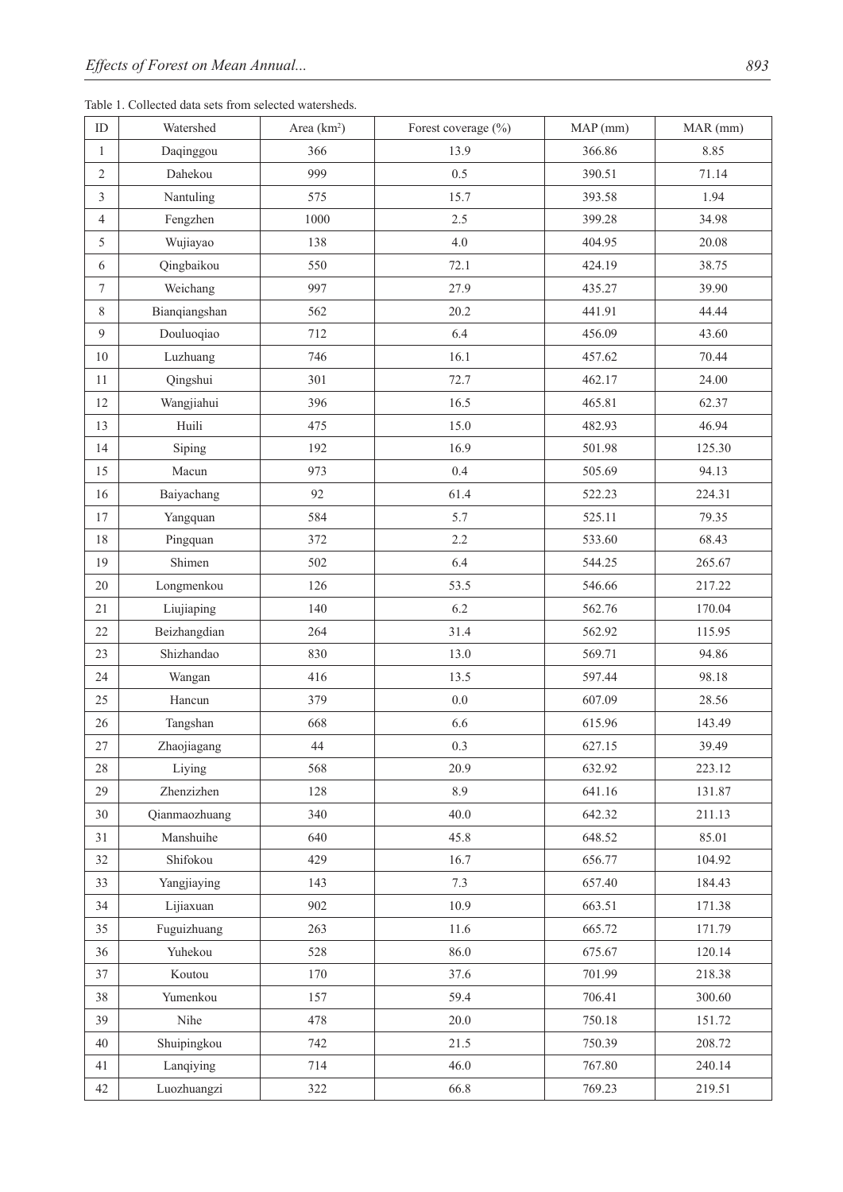Table 1. Collected data sets from selected watersheds.

| ID | Watershed | Area ($km^2$) | Forest coverage (%) | MAP (mm) | MAR (mm) |
|---|---|---|---|---|---|
| 1 | Daqinggou | 366 | 13.9 | 366.86 | 8.85 |
| 2 | Dahekou | 999 | 0.5 | 390.51 | 71.14 |
| 3 | Nantuling | 575 | 15.7 | 393.58 | 1.94 |
| 4 | Fengzhen | 1000 | 2.5 | 399.28 | 34.98 |
| 5 | Wujiayao | 138 | 4.0 | 404.95 | 20.08 |
| 6 | Qingbaikou | 550 | 72.1 | 424.19 | 38.75 |
| 7 | Weichang | 997 | 27.9 | 435.27 | 39.90 |
| 8 | Bianqiangshan | 562 | 20.2 | 441.91 | 44.44 |
| 9 | Douluoqiao | 712 | 6.4 | 456.09 | 43.60 |
| 10 | Luzhuang | 746 | 16.1 | 457.62 | 70.44 |
| 11 | Qingshui | 301 | 72.7 | 462.17 | 24.00 |
| 12 | Wangjiahui | 396 | 16.5 | 465.81 | 62.37 |
| 13 | Huili | 475 | 15.0 | 482.93 | 46.94 |
| 14 | Siping | 192 | 16.9 | 501.98 | 125.30 |
| 15 | Macun | 973 | 0.4 | 505.69 | 94.13 |
| 16 | Baiyachang | 92 | 61.4 | 522.23 | 224.31 |
| 17 | Yangquan | 584 | 5.7 | 525.11 | 79.35 |
| 18 | Pingquan | 372 | 2.2 | 533.60 | 68.43 |
| 19 | Shimen | 502 | 6.4 | 544.25 | 265.67 |
| 20 | Longmenkou | 126 | 53.5 | 546.66 | 217.22 |
| 21 | Liujiaping | 140 | 6.2 | 562.76 | 170.04 |
| 22 | Beizhangdian | 264 | 31.4 | 562.92 | 115.95 |
| 23 | Shizhandao | 830 | 13.0 | 569.71 | 94.86 |
| 24 | Wangan | 416 | 13.5 | 597.44 | 98.18 |
| 25 | Hancun | 379 | 0.0 | 607.09 | 28.56 |
| 26 | Tangshan | 668 | 6.6 | 615.96 | 143.49 |
| 27 | Zhaojiagang | 44 | 0.3 | 627.15 | 39.49 |
| 28 | Liying | 568 | 20.9 | 632.92 | 223.12 |
| 29 | Zhenzizhen | 128 | 8.9 | 641.16 | 131.87 |
| 30 | Qianmaozhuang | 340 | 40.0 | 642.32 | 211.13 |
| 31 | Manshuihe | 640 | 45.8 | 648.52 | 85.01 |
| 32 | Shifokou | 429 | 16.7 | 656.77 | 104.92 |
| 33 | Yangjiaying | 143 | 7.3 | 657.40 | 184.43 |
| 34 | Lijiaxuan | 902 | 10.9 | 663.51 | 171.38 |
| 35 | Fuguizhuang | 263 | 11.6 | 665.72 | 171.79 |
| 36 | Yuhekou | 528 | 86.0 | 675.67 | 120.14 |
| 37 | Koutou | 170 | 37.6 | 701.99 | 218.38 |
| 38 | Yumenkou | 157 | 59.4 | 706.41 | 300.60 |
| 39 | Nihe | 478 | 20.0 | 750.18 | 151.72 |
| 40 | Shuipingkou | 742 | 21.5 | 750.39 | 208.72 |
| 41 | Lanqiying | 714 | 46.0 | 767.80 | 240.14 |
| 42 | Luozhuangzi | 322 | 66.8 | 769.23 | 219.51 |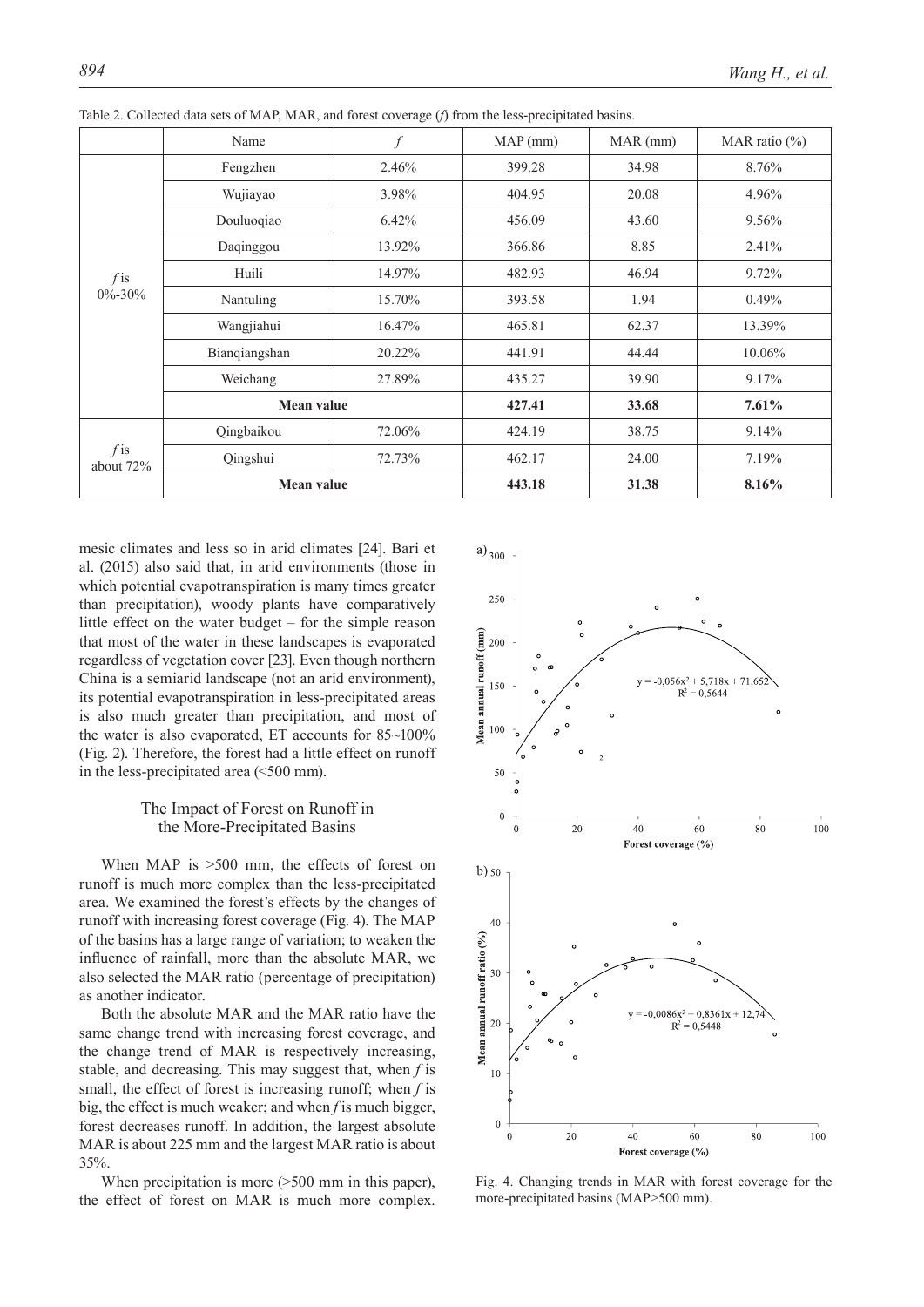Table 2. Collected data sets of MAP, MAR, and forest coverage (*f*) from the less-precipitated basins.

| | Name | *f* | MAP (mm) | MAR (mm) | MAR ratio (%) |
|---|---|---|---|---|---|
| *f* is 0%-30% | Fengzhen | 2.46% | 399.28 | 34.98 | 8.76% |
| | Wujiayao | 3.98% | 404.95 | 20.08 | 4.96% |
| | Douluoqiao | 6.42% | 456.09 | 43.60 | 9.56% |
| | Daqinggou | 13.92% | 366.86 | 8.85 | 2.41% |
| | Huili | 14.97% | 482.93 | 46.94 | 9.72% |
| | Nantuling | 15.70% | 393.58 | 1.94 | 0.49% |
| | Wangjiahui | 16.47% | 465.81 | 62.37 | 13.39% |
| | Bianqiangshan | 20.22% | 441.91 | 44.44 | 10.06% |
| | Weichang | 27.89% | 435.27 | 39.90 | 9.17% |
| | **Mean value** | | **427.41** | **33.68** | **7.61%** |
| *f* is about 72% | Qingbaikou | 72.06% | 424.19 | 38.75 | 9.14% |
| | Qingshui | 72.73% | 462.17 | 24.00 | 7.19% |
| | **Mean value** | | **443.18** | **31.38** | **8.16%** |

mesic climates and less so in arid climates [24]. Bari et al. (2015) also said that, in arid environments (those in which potential evapotranspiration is many times greater than precipitation), woody plants have comparatively little effect on the water budget – for the simple reason that most of the water in these landscapes is evaporated regardless of vegetation cover [23]. Even though northern China is a semiarid landscape (not an arid environment), its potential evapotranspiration in less-precipitated areas is also much greater than precipitation, and most of the water is also evaporated, ET accounts for 85~100% (Fig. 2). Therefore, the forest had a little effect on runoff in the less-precipitated area (<500 mm).

## The Impact of Forest on Runoff in the More-Precipitated Basins

When MAP is >500 mm, the effects of forest on runoff is much more complex than the less-precipitated area. We examined the forest's effects by the changes of runoff with increasing forest coverage (Fig. 4). The MAP of the basins has a large range of variation; to weaken the influence of rainfall, more than the absolute MAR, we also selected the MAR ratio (percentage of precipitation) as another indicator.

Both the absolute MAR and the MAR ratio have the same change trend with increasing forest coverage, and the change trend of MAR is respectively increasing, stable, and decreasing. This may suggest that, when *f* is small, the effect of forest is increasing runoff; when *f* is big, the effect is much weaker; and when *f* is much bigger, forest decreases runoff. In addition, the largest absolute MAR is about 225 mm and the largest MAR ratio is about 35%.

When precipitation is more (>500 mm in this paper), the effect of forest on MAR is much more complex.

a) $y = -0{,}056x^2 + 5{,}718x + 71{,}652$, $R^2 = 0{,}5644$

b) $y = -0{,}0086x^2 + 0{,}8361x + 12{,}74$, $R^2 = 0{,}5448$

Fig. 4. Changing trends in MAR with forest coverage for the more-precipitated basins (MAP>500 mm).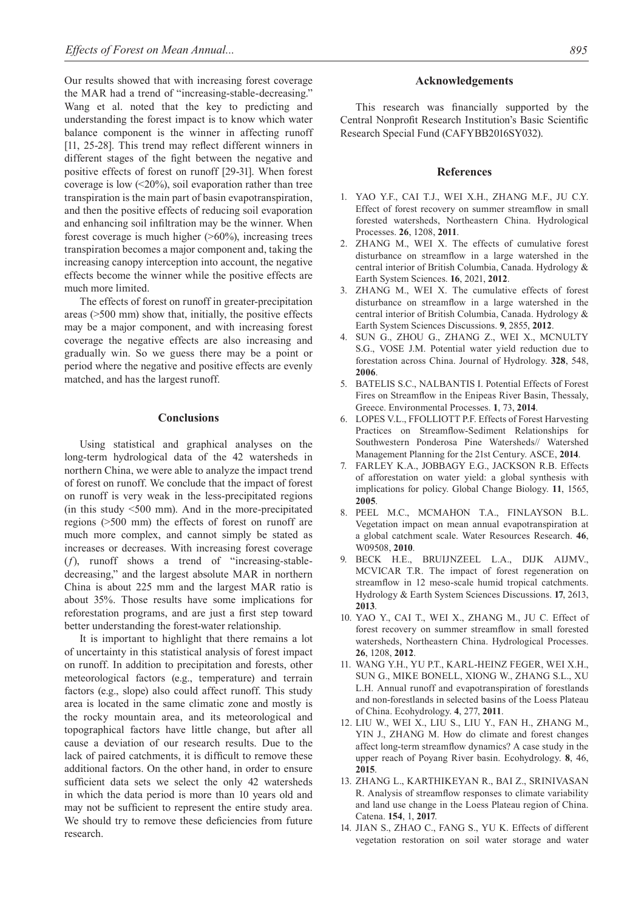Our results showed that with increasing forest coverage the MAR had a trend of "increasing-stable-decreasing." Wang et al. noted that the key to predicting and understanding the forest impact is to know which water balance component is the winner in affecting runoff [11, 25-28]. This trend may reflect different winners in different stages of the fight between the negative and positive effects of forest on runoff [29-31]. When forest coverage is low (<20%), soil evaporation rather than tree transpiration is the main part of basin evapotranspiration, and then the positive effects of reducing soil evaporation and enhancing soil infiltration may be the winner. When forest coverage is much higher (>60%), increasing trees transpiration becomes a major component and, taking the increasing canopy interception into account, the negative effects become the winner while the positive effects are much more limited.

The effects of forest on runoff in greater-precipitation areas (>500 mm) show that, initially, the positive effects may be a major component, and with increasing forest coverage the negative effects are also increasing and gradually win. So we guess there may be a point or period where the negative and positive effects are evenly matched, and has the largest runoff.

## Conclusions

Using statistical and graphical analyses on the long-term hydrological data of the 42 watersheds in northern China, we were able to analyze the impact trend of forest on runoff. We conclude that the impact of forest on runoff is very weak in the less-precipitated regions (in this study <500 mm). And in the more-precipitated regions (>500 mm) the effects of forest on runoff are much more complex, and cannot simply be stated as increases or decreases. With increasing forest coverage ($f$), runoff shows a trend of "increasing-stable-decreasing," and the largest absolute MAR in northern China is about 225 mm and the largest MAR ratio is about 35%. Those results have some implications for reforestation programs, and are just a first step toward better understanding the forest-water relationship.

It is important to highlight that there remains a lot of uncertainty in this statistical analysis of forest impact on runoff. In addition to precipitation and forests, other meteorological factors (e.g., temperature) and terrain factors (e.g., slope) also could affect runoff. This study area is located in the same climatic zone and mostly is the rocky mountain area, and its meteorological and topographical factors have little change, but after all cause a deviation of our research results. Due to the lack of paired catchments, it is difficult to remove these additional factors. On the other hand, in order to ensure sufficient data sets we select the only 42 watersheds in which the data period is more than 10 years old and may not be sufficient to represent the entire study area. We should try to remove these deficiencies from future research.

## Acknowledgements

This research was financially supported by the Central Nonprofit Research Institution's Basic Scientific Research Special Fund (CAFYBB2016SY032).

## References

1. YAO Y.F., CAI T.J., WEI X.H., ZHANG M.F., JU C.Y. Effect of forest recovery on summer streamflow in small forested watersheds, Northeastern China. Hydrological Processes. **26**, 1208, **2011**.
2. ZHANG M., WEI X. The effects of cumulative forest disturbance on streamflow in a large watershed in the central interior of British Columbia, Canada. Hydrology & Earth System Sciences. **16**, 2021, **2012**.
3. ZHANG M., WEI X. The cumulative effects of forest disturbance on streamflow in a large watershed in the central interior of British Columbia, Canada. Hydrology & Earth System Sciences Discussions. **9**, 2855, **2012**.
4. SUN G., ZHOU G., ZHANG Z., WEI X., MCNULTY S.G., VOSE J.M. Potential water yield reduction due to forestation across China. Journal of Hydrology. **328**, 548, **2006**.
5. BATELIS S.C., NALBANTIS I. Potential Effects of Forest Fires on Streamflow in the Enipeas River Basin, Thessaly, Greece. Environmental Processes. **1**, 73, **2014**.
6. LOPES V.L., FFOLLIOTT P.F. Effects of Forest Harvesting Practices on Streamflow-Sediment Relationships for Southwestern Ponderosa Pine Watersheds// Watershed Management Planning for the 21st Century. ASCE, **2014**.
7. FARLEY K.A., JOBBAGY E.G., JACKSON R.B. Effects of afforestation on water yield: a global synthesis with implications for policy. Global Change Biology. **11**, 1565, **2005**.
8. PEEL M.C., MCMAHON T.A., FINLAYSON B.L. Vegetation impact on mean annual evapotranspiration at a global catchment scale. Water Resources Research. **46**, W09508, **2010**.
9. BECK H.E., BRUIJNZEEL L.A., DIJK AIJMV., MCVICAR T.R. The impact of forest regeneration on streamflow in 12 meso-scale humid tropical catchments. Hydrology & Earth System Sciences Discussions. **17**, 2613, **2013**.
10. YAO Y., CAI T., WEI X., ZHANG M., JU C. Effect of forest recovery on summer streamflow in small forested watersheds, Northeastern China. Hydrological Processes. **26**, 1208, **2012**.
11. WANG Y.H., YU P.T., KARL-HEINZ FEGER, WEI X.H., SUN G., MIKE BONELL, XIONG W., ZHANG S.L., XU L.H. Annual runoff and evapotranspiration of forestlands and non-forestlands in selected basins of the Loess Plateau of China. Ecohydrology. **4**, 277, **2011**.
12. LIU W., WEI X., LIU S., LIU Y., FAN H., ZHANG M., YIN J., ZHANG M. How do climate and forest changes affect long-term streamflow dynamics? A case study in the upper reach of Poyang River basin. Ecohydrology. **8**, 46, **2015**.
13. ZHANG L., KARTHIKEYAN R., BAI Z., SRINIVASAN R. Analysis of streamflow responses to climate variability and land use change in the Loess Plateau region of China. Catena. **154**, 1, **2017**.
14. JIAN S., ZHAO C., FANG S., YU K. Effects of different vegetation restoration on soil water storage and water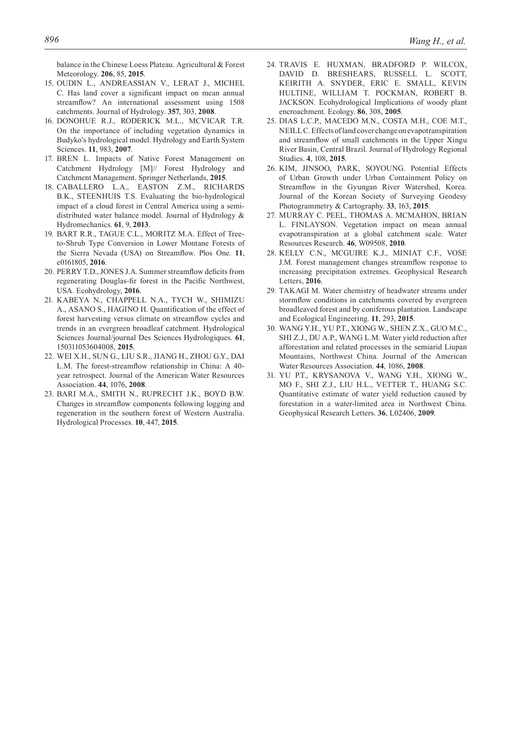balance in the Chinese Loess Plateau. Agricultural & Forest Meteorology. **206**, 85, **2015**.

15. OUDIN L., ANDREASSIAN V., LERAT J., MICHEL C. Has land cover a significant impact on mean annual streamflow? An international assessment using 1508 catchments. Journal of Hydrology. **357**, 303, **2008**.
16. DONOHUE R.J., RODERICK M.L., MCVICAR T.R. On the importance of including vegetation dynamics in Budyko's hydrological model. Hydrology and Earth System Sciences. **11**, 983, **2007**.
17. BREN L. Impacts of Native Forest Management on Catchment Hydrology [M]// Forest Hydrology and Catchment Management. Springer Netherlands, **2015**.
18. CABALLERO L.A., EASTON Z.M., RICHARDS B.K., STEENHUIS T.S. Evaluating the bio-hydrological impact of a cloud forest in Central America using a semi-distributed water balance model. Journal of Hydrology & Hydromechanics. **61**, 9, **2013**.
19. BART R.R., TAGUE C.L., MORITZ M.A. Effect of Tree-to-Shrub Type Conversion in Lower Montane Forests of the Sierra Nevada (USA) on Streamflow. Plos One. **11**, e0161805, **2016**.
20. PERRY T.D., JONES J.A. Summer streamflow deficits from regenerating Douglas-fir forest in the Pacific Northwest, USA. Ecohydrology, **2016**.
21. KABEYA N., CHAPPELL N.A., TYCH W., SHIMIZU A., ASANO S., HAGINO H. Quantification of the effect of forest harvesting versus climate on streamflow cycles and trends in an evergreen broadleaf catchment. Hydrological Sciences Journal/journal Des Sciences Hydrologiques. **61**, 150311053604008, **2015**.
22. WEI X.H., SUN G., LIU S.R., JIANG H., ZHOU G.Y., DAI L.M. The forest-streamflow relationship in China: A 40-year retrospect. Journal of the American Water Resources Association. **44**, 1076, **2008**.
23. BARI M.A., SMITH N., RUPRECHT J.K., BOYD B.W. Changes in streamflow components following logging and regeneration in the southern forest of Western Australia. Hydrological Processes. **10**, 447, **2015**.
24. TRAVIS E. HUXMAN, BRADFORD P. WILCOX, DAVID D. BRESHEARS, RUSSELL L. SCOTT, KEIRITH A. SNYDER, ERIC E. SMALL, KEVIN HULTINE, WILLIAM T. POCKMAN, ROBERT B. JACKSON. Ecohydrological Implications of woody plant encroachment. Ecology. **86**, 308, **2005**.
25. DIAS L.C.P., MACEDO M.N., COSTA M.H., COE M.T., NEILL C. Effects of land cover change on evapotranspiration and streamflow of small catchments in the Upper Xingu River Basin, Central Brazil. Journal of Hydrology Regional Studies. **4**, 108, **2015**.
26. KIM, JINSOO, PARK, SOYOUNG. Potential Effects of Urban Growth under Urban Containment Policy on Streamflow in the Gyungan River Watershed, Korea. Journal of the Korean Society of Surveying Geodesy Photogrammetry & Cartography. **33**, 163, **2015**.
27. MURRAY C. PEEL, THOMAS A. MCMAHON, BRIAN L. FINLAYSON. Vegetation impact on mean annual evapotranspiration at a global catchment scale. Water Resources Research. **46**, W09508, **2010**.
28. KELLY C.N., MCGUIRE K.J., MINIAT C.F., VOSE J.M. Forest management changes streamflow response to increasing precipitation extremes. Geophysical Research Letters, **2016**.
29. TAKAGI M. Water chemistry of headwater streams under stormflow conditions in catchments covered by evergreen broadleaved forest and by coniferous plantation. Landscape and Ecological Engineering. **11**, 293, **2015**.
30. WANG Y.H., YU P.T., XIONG W., SHEN Z.X., GUO M.C., SHI Z.J., DU A.P., WANG L.M. Water yield reduction after afforestation and related processes in the semiarid Liupan Mountains, Northwest China. Journal of the American Water Resources Association. **44**, 1086, **2008**.
31. YU P.T., KRYSANOVA V., WANG Y.H., XIONG W., MO F., SHI Z.J., LIU H.L., VETTER T., HUANG S.C. Quantitative estimate of water yield reduction caused by forestation in a water-limited area in Northwest China. Geophysical Research Letters. **36**, L02406, **2009**.